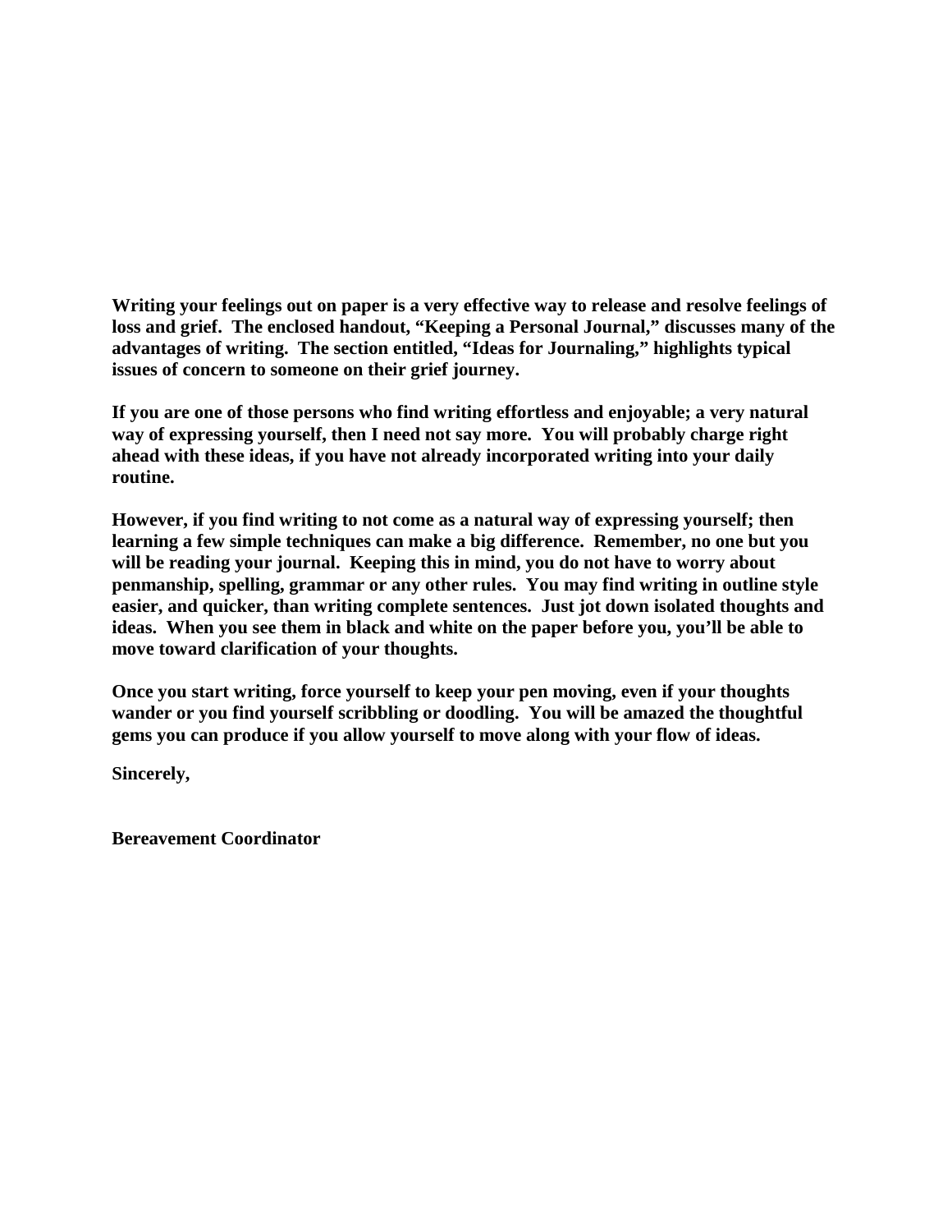**Writing your feelings out on paper is a very effective way to release and resolve feelings of loss and grief. The enclosed handout, "Keeping a Personal Journal," discusses many of the advantages of writing. The section entitled, "Ideas for Journaling," highlights typical issues of concern to someone on their grief journey.**

**If you are one of those persons who find writing effortless and enjoyable; a very natural way of expressing yourself, then I need not say more. You will probably charge right ahead with these ideas, if you have not already incorporated writing into your daily routine.**

**However, if you find writing to not come as a natural way of expressing yourself; then learning a few simple techniques can make a big difference. Remember, no one but you will be reading your journal. Keeping this in mind, you do not have to worry about penmanship, spelling, grammar or any other rules. You may find writing in outline style easier, and quicker, than writing complete sentences. Just jot down isolated thoughts and ideas. When you see them in black and white on the paper before you, you'll be able to move toward clarification of your thoughts.**

**Once you start writing, force yourself to keep your pen moving, even if your thoughts wander or you find yourself scribbling or doodling. You will be amazed the thoughtful gems you can produce if you allow yourself to move along with your flow of ideas.**

**Sincerely,**

**Bereavement Coordinator**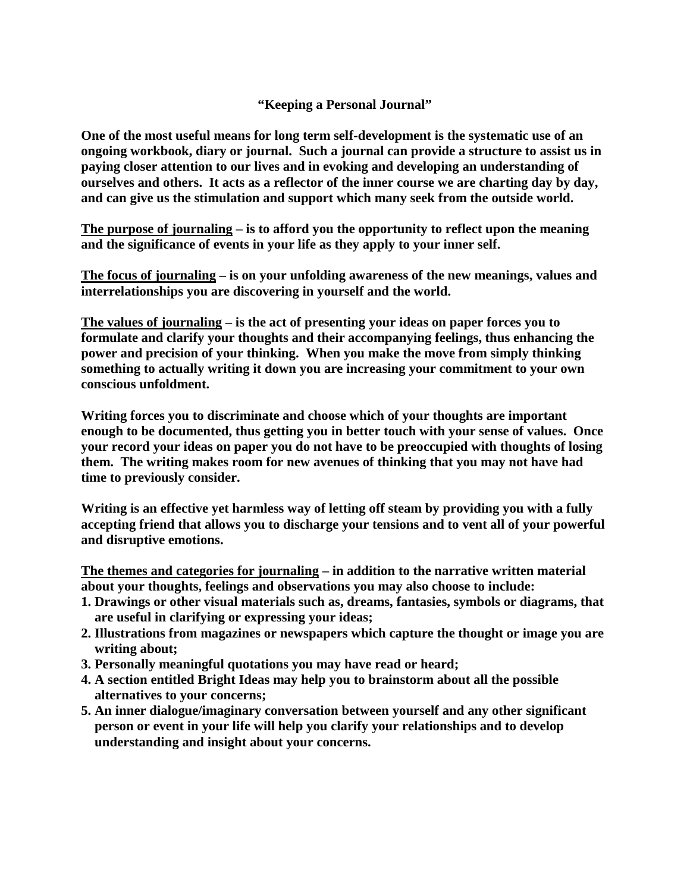## "Keeping a Personal Journal"

**One of the most useful means for long term self-development is the systematic use of an ongoing workbook, diary or journal. Such a journal can provide a structure to assist us in paying closer attention to our lives and in evoking and developing an understanding of ourselves and others. It acts as a reflector of the inner course we are charting day by day, and can give us the stimulation and support which many seek from the outside world.**

**<u>The purpose of journaling</u> – is to afford you the opportunity to reflect upon the meaning and the significance of events in your life as they apply to your inner self.**

**<u>The focus of journaling</u> – is on your unfolding awareness of the new meanings, values and interrelationships you are discovering in yourself and the world.**

**<u>The values of journaling</u> – is the act of presenting your ideas on paper forces you to formulate and clarify your thoughts and their accompanying feelings, thus enhancing the power and precision of your thinking. When you make the move from simply thinking something to actually writing it down you are increasing your commitment to your own conscious unfoldment.**

**Writing forces you to discriminate and choose which of your thoughts are important enough to be documented, thus getting you in better touch with your sense of values. Once your record your ideas on paper you do not have to be preoccupied with thoughts of losing them. The writing makes room for new avenues of thinking that you may not have had time to previously consider.**

**Writing is an effective yet harmless way of letting off steam by providing you with a fully accepting friend that allows you to discharge your tensions and to vent all of your powerful and disruptive emotions.**

**<u>The themes and categories for journaling</u> – in addition to the narrative written material about your thoughts, feelings and observations you may also choose to include:**

1. **Drawings or other visual materials such as, dreams, fantasies, symbols or diagrams, that are useful in clarifying or expressing your ideas;**
2. **Illustrations from magazines or newspapers which capture the thought or image you are writing about;**
3. **Personally meaningful quotations you may have read or heard;**
4. **A section entitled Bright Ideas may help you to brainstorm about all the possible alternatives to your concerns;**
5. **An inner dialogue/imaginary conversation between yourself and any other significant person or event in your life will help you clarify your relationships and to develop understanding and insight about your concerns.**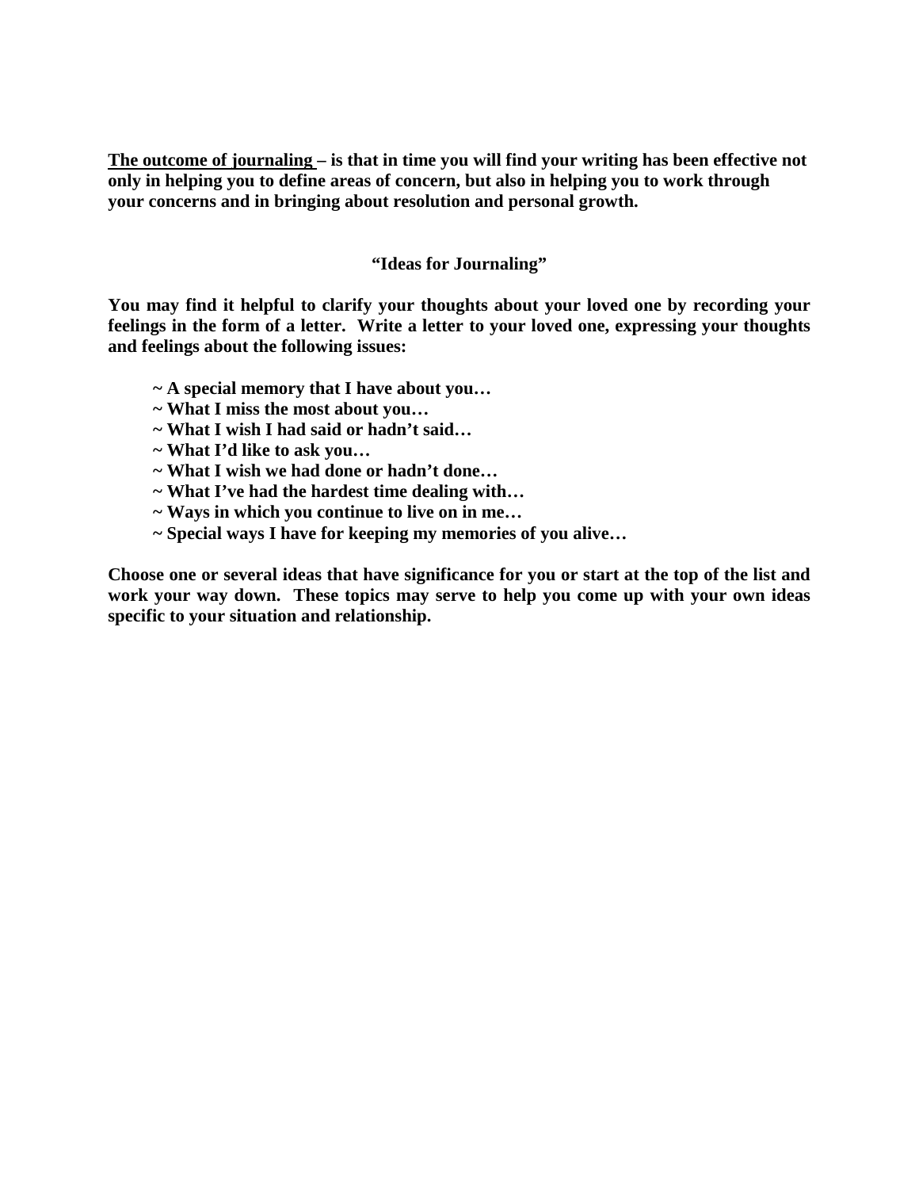**<u>The outcome of journaling</u> – is that in time you will find your writing has been effective not only in helping you to define areas of concern, but also in helping you to work through your concerns and in bringing about resolution and personal growth.**

## "Ideas for Journaling"

**You may find it helpful to clarify your thoughts about your loved one by recording your feelings in the form of a letter. Write a letter to your loved one, expressing your thoughts and feelings about the following issues:**

- **~ A special memory that I have about you…**
- **~ What I miss the most about you…**
- **~ What I wish I had said or hadn't said…**
- **~ What I'd like to ask you…**
- **~ What I wish we had done or hadn't done…**
- **~ What I've had the hardest time dealing with…**
- **~ Ways in which you continue to live on in me…**
- **~ Special ways I have for keeping my memories of you alive…**

**Choose one or several ideas that have significance for you or start at the top of the list and work your way down. These topics may serve to help you come up with your own ideas specific to your situation and relationship.**